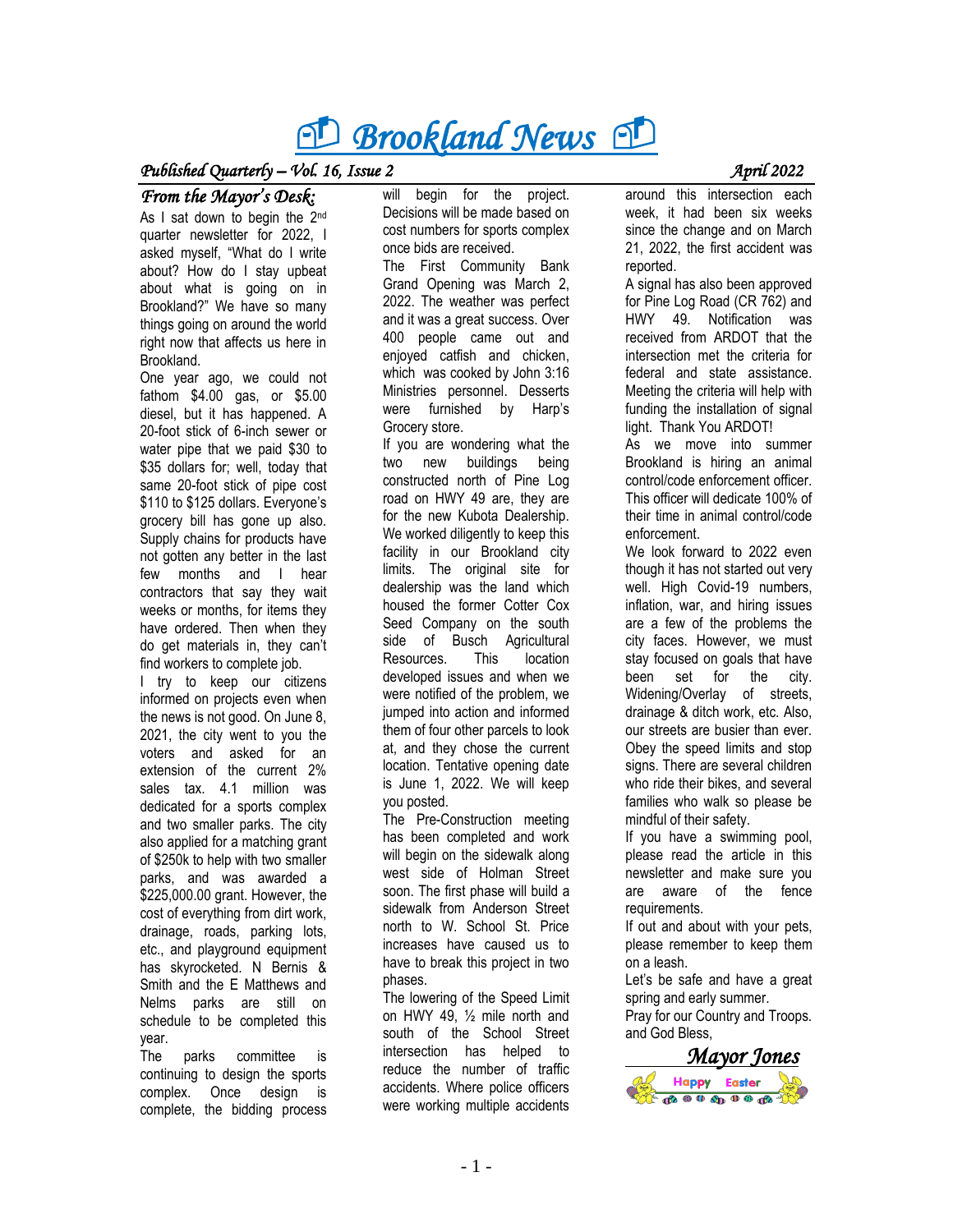# Brookland News

*Published Quarterly – Vol. 16, Issue 2* *April 2022*

## *From the Mayor's Desk:*

As I sat down to begin the 2nd quarter newsletter for 2022, I asked myself, "What do I write about? How do I stay upbeat about what is going on in Brookland?" We have so many things going on around the world right now that affects us here in Brookland.

One year ago, we could not fathom $4.00 gas, or $5.00 diesel, but it has happened. A 20-foot stick of 6-inch sewer or water pipe that we paid $30 to $35 dollars for; well, today that same 20-foot stick of pipe cost $110 to $125 dollars. Everyone's grocery bill has gone up also. Supply chains for products have not gotten any better in the last few months and I hear contractors that say they wait weeks or months, for items they have ordered. Then when they do get materials in, they can't find workers to complete job.

I try to keep our citizens informed on projects even when the news is not good. On June 8, 2021, the city went to you the voters and asked for an extension of the current 2% sales tax. 4.1 million was dedicated for a sports complex and two smaller parks. The city also applied for a matching grant of $250k to help with two smaller parks, and was awarded a $225,000.00 grant. However, the cost of everything from dirt work, drainage, roads, parking lots, etc., and playground equipment has skyrocketed. N Bernis & Smith and the E Matthews and Nelms parks are still on schedule to be completed this year.

The parks committee is continuing to design the sports complex. Once design is complete, the bidding process will begin for the project. Decisions will be made based on cost numbers for sports complex once bids are received.

The First Community Bank Grand Opening was March 2, 2022. The weather was perfect and it was a great success. Over 400 people came out and enjoyed catfish and chicken, which was cooked by John 3:16 Ministries personnel. Desserts were furnished by Harp's Grocery store.

If you are wondering what the two new buildings being constructed north of Pine Log road on HWY 49 are, they are for the new Kubota Dealership. We worked diligently to keep this facility in our Brookland city limits. The original site for dealership was the land which housed the former Cotter Cox Seed Company on the south side of Busch Agricultural Resources. This location developed issues and when we were notified of the problem, we jumped into action and informed them of four other parcels to look at, and they chose the current location. Tentative opening date is June 1, 2022. We will keep you posted.

The Pre-Construction meeting has been completed and work will begin on the sidewalk along west side of Holman Street soon. The first phase will build a sidewalk from Anderson Street north to W. School St. Price increases have caused us to have to break this project in two phases.

The lowering of the Speed Limit on HWY 49, ½ mile north and south of the School Street intersection has helped to reduce the number of traffic accidents. Where police officers were working multiple accidents around this intersection each week, it had been six weeks since the change and on March 21, 2022, the first accident was reported.

A signal has also been approved for Pine Log Road (CR 762) and HWY 49. Notification was received from ARDOT that the intersection met the criteria for federal and state assistance. Meeting the criteria will help with funding the installation of signal light. Thank You ARDOT!

As we move into summer Brookland is hiring an animal control/code enforcement officer. This officer will dedicate 100% of their time in animal control/code enforcement.

We look forward to 2022 even though it has not started out very well. High Covid-19 numbers, inflation, war, and hiring issues are a few of the problems the city faces. However, we must stay focused on goals that have been set for the city. Widening/Overlay of streets, drainage & ditch work, etc. Also, our streets are busier than ever. Obey the speed limits and stop signs. There are several children who ride their bikes, and several families who walk so please be mindful of their safety.

If you have a swimming pool, please read the article in this newsletter and make sure you are aware of the fence requirements.

If out and about with your pets, please remember to keep them on a leash.

Let's be safe and have a great spring and early summer.

Pray for our Country and Troops. and God Bless,

*Mayor Jones*

Happy Easter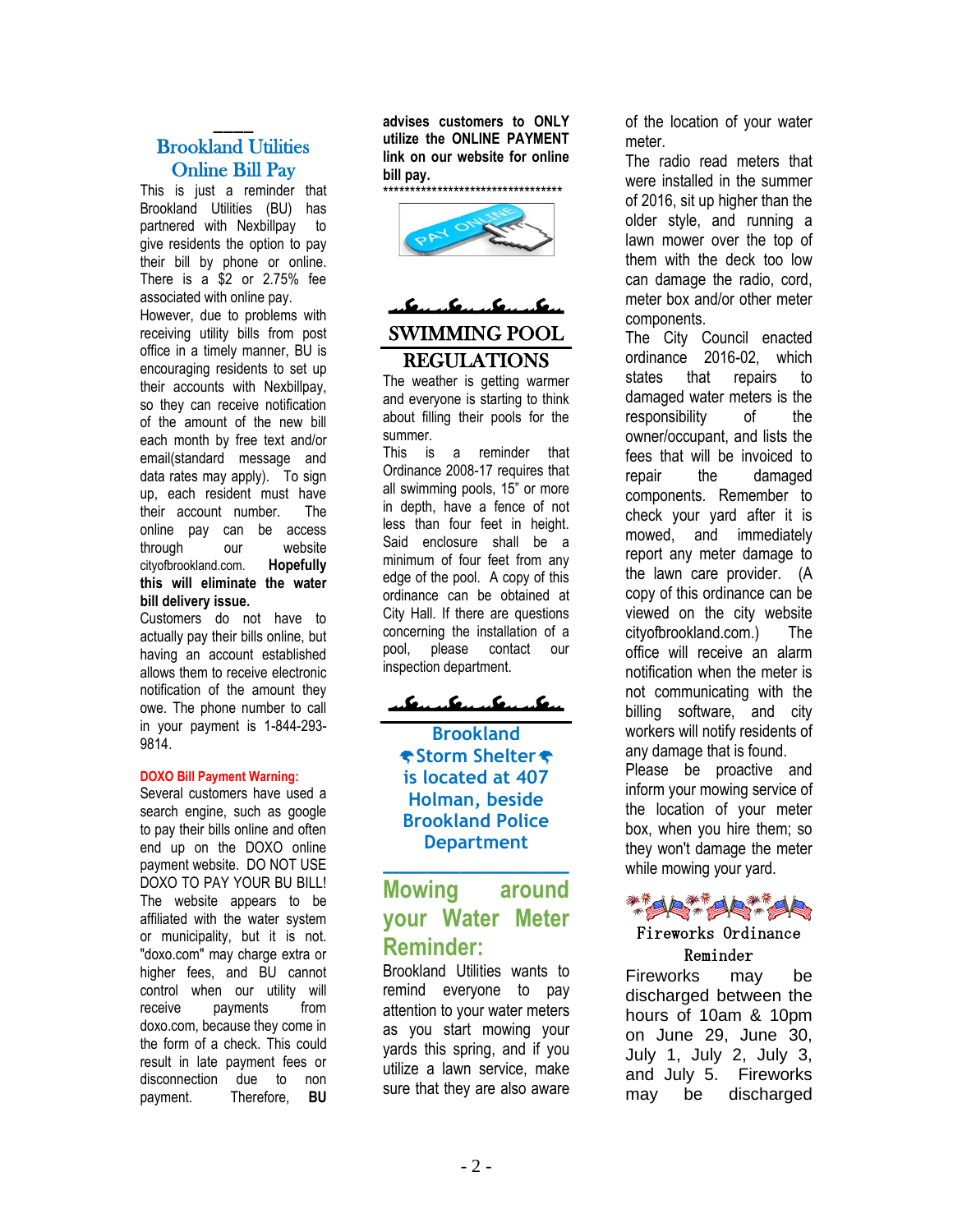## Brookland Utilities Online Bill Pay

This is just a reminder that Brookland Utilities (BU) has partnered with Nexbillpay to give residents the option to pay their bill by phone or online. There is a $2 or 2.75% fee associated with online pay.

However, due to problems with receiving utility bills from post office in a timely manner, BU is encouraging residents to set up their accounts with Nexbillpay, so they can receive notification of the amount of the new bill each month by free text and/or email(standard message and data rates may apply). To sign up, each resident must have their account number. The online pay can be access through our website cityofbrookland.com. **Hopefully this will eliminate the water bill delivery issue.**

Customers do not have to actually pay their bills online, but having an account established allows them to receive electronic notification of the amount they owe. The phone number to call in your payment is 1-844-293-9814.

**DOXO Bill Payment Warning:**

Several customers have used a search engine, such as google to pay their bills online and often end up on the DOXO online payment website. DO NOT USE DOXO TO PAY YOUR BU BILL! The website appears to be affiliated with the water system or municipality, but it is not. "doxo.com" may charge extra or higher fees, and BU cannot control when our utility will receive payments from doxo.com, because they come in the form of a check. This could result in late payment fees or disconnection due to non payment. Therefore, **BU advises customers to ONLY utilize the ONLINE PAYMENT link on our website for online bill pay.**

**********************************

## SWIMMING POOL REGULATIONS

The weather is getting warmer and everyone is starting to think about filling their pools for the summer.

This is a reminder that Ordinance 2008-17 requires that all swimming pools, 15" or more in depth, have a fence of not less than four feet in height. Said enclosure shall be a minimum of four feet from any edge of the pool. A copy of this ordinance can be obtained at City Hall. If there are questions concerning the installation of a pool, please contact our inspection department.

**Brookland Storm Shelter is located at 407 Holman, beside Brookland Police Department**

## Mowing around your Water Meter Reminder:

Brookland Utilities wants to remind everyone to pay attention to your water meters as you start mowing your yards this spring, and if you utilize a lawn service, make sure that they are also aware of the location of your water meter.

The radio read meters that were installed in the summer of 2016, sit up higher than the older style, and running a lawn mower over the top of them with the deck too low can damage the radio, cord, meter box and/or other meter components.

The City Council enacted ordinance 2016-02, which states that repairs to damaged water meters is the responsibility of the owner/occupant, and lists the fees that will be invoiced to repair the damaged components. Remember to check your yard after it is mowed, and immediately report any meter damage to the lawn care provider. (A copy of this ordinance can be viewed on the city website cityofbrookland.com.) The office will receive an alarm notification when the meter is not communicating with the billing software, and city workers will notify residents of any damage that is found.

Please be proactive and inform your mowing service of the location of your meter box, when you hire them; so they won't damage the meter while mowing your yard.

## Fireworks Ordinance Reminder

Fireworks may be discharged between the hours of 10am & 10pm on June 29, June 30, July 1, July 2, July 3, and July 5. Fireworks may be discharged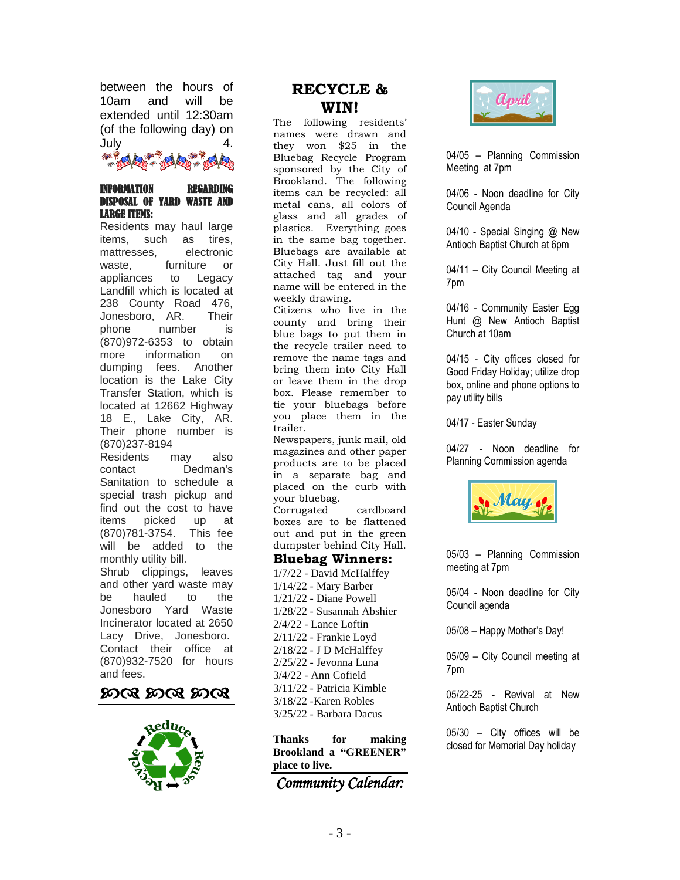between the hours of 10am and will be extended until 12:30am (of the following day) on July 4.

**INFORMATION REGARDING DISPOSAL OF YARD WASTE AND LARGE ITEMS:**

Residents may haul large items, such as tires, mattresses, electronic waste, furniture or appliances to Legacy Landfill which is located at 238 County Road 476, Jonesboro, AR. Their phone number is (870)972-6353 to obtain more information on dumping fees. Another location is the Lake City Transfer Station, which is located at 12662 Highway 18 E., Lake City, AR. Their phone number is (870)237-8194

Residents may also contact Dedman's Sanitation to schedule a special trash pickup and find out the cost to have items picked up at (870)781-3754. This fee will be added to the monthly utility bill.

Shrub clippings, leaves and other yard waste may be hauled to the Jonesboro Yard Waste Incinerator located at 2650 Lacy Drive, Jonesboro. Contact their office at (870)932-7520 for hours and fees.

## RECYCLE & WIN!

The following residents' names were drawn and they won $25 in the Bluebag Recycle Program sponsored by the City of Brookland. The following items can be recycled: all metal cans, all colors of glass and all grades of plastics. Everything goes in the same bag together. Bluebags are available at City Hall. Just fill out the attached tag and your name will be entered in the weekly drawing.

Citizens who live in the county and bring their blue bags to put them in the recycle trailer need to remove the name tags and bring them into City Hall or leave them in the drop box. Please remember to tie your bluebags before you place them in the trailer.

Newspapers, junk mail, old magazines and other paper products are to be placed in a separate bag and placed on the curb with your bluebag.

Corrugated cardboard boxes are to be flattened out and put in the green dumpster behind City Hall.

### Bluebag Winners:

1/7/22 - David McHalffey
1/14/22 - Mary Barber
1/21/22 - Diane Powell
1/28/22 - Susannah Abshier
2/4/22 - Lance Loftin
2/11/22 - Frankie Loyd
2/18/22 - J D McHalffey
2/25/22 - Jevonna Luna
3/4/22 - Ann Cofield
3/11/22 - Patricia Kimble
3/18/22 -Karen Robles
3/25/22 - Barbara Dacus

**Thanks for making Brookland a "GREENER" place to live.**

## *Community Calendar:*

### April

04/05 – Planning Commission Meeting at 7pm

04/06 - Noon deadline for City Council Agenda

04/10 - Special Singing @ New Antioch Baptist Church at 6pm

04/11 – City Council Meeting at 7pm

04/16 - Community Easter Egg Hunt @ New Antioch Baptist Church at 10am

04/15 - City offices closed for Good Friday Holiday; utilize drop box, online and phone options to pay utility bills

04/17 - Easter Sunday

04/27 - Noon deadline for Planning Commission agenda

### May

05/03 – Planning Commission meeting at 7pm

05/04 - Noon deadline for City Council agenda

05/08 – Happy Mother's Day!

05/09 – City Council meeting at 7pm

05/22-25 - Revival at New Antioch Baptist Church

05/30 – City offices will be closed for Memorial Day holiday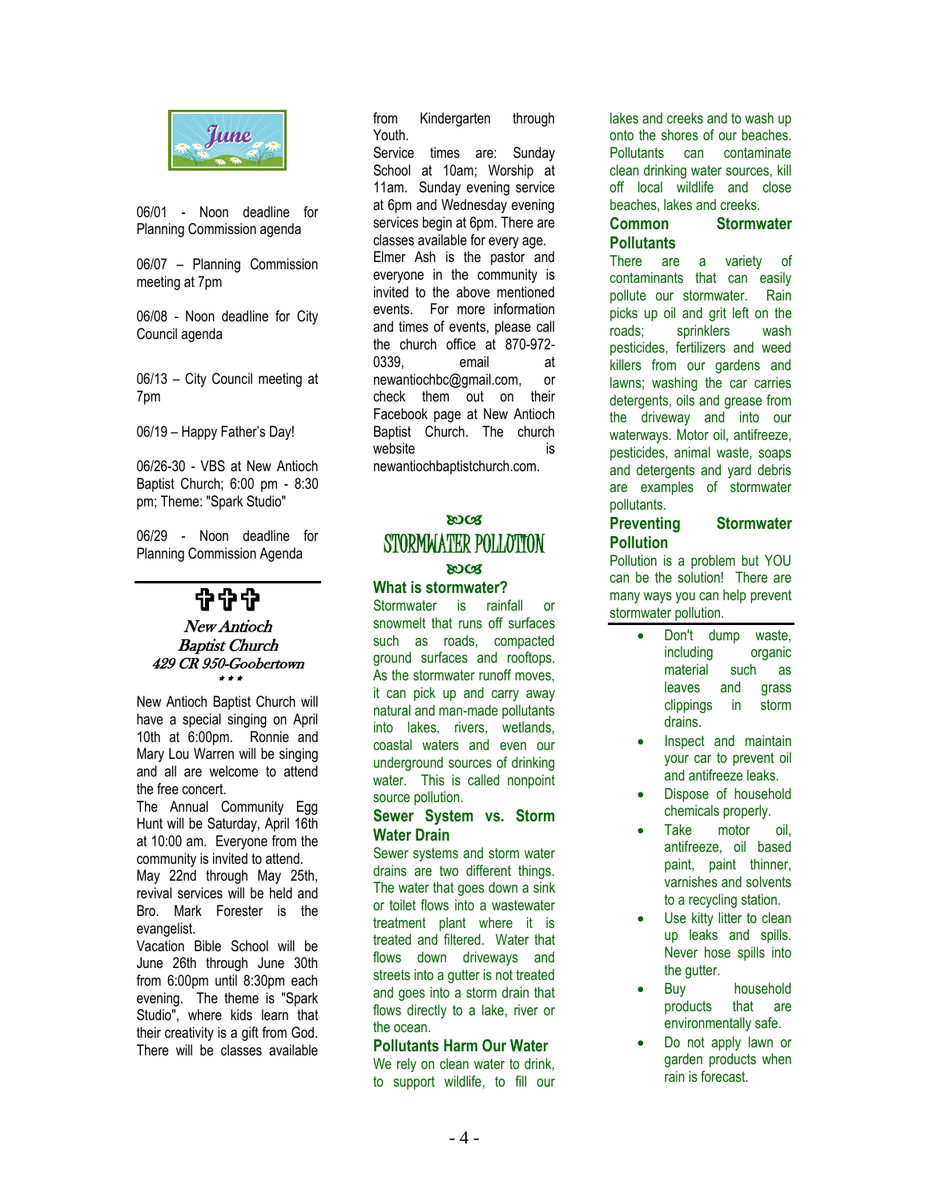June

06/01 - Noon deadline for Planning Commission agenda

06/07 – Planning Commission meeting at 7pm

06/08 - Noon deadline for City Council agenda

06/13 – City Council meeting at 7pm

06/19 – Happy Father's Day!

06/26-30 - VBS at New Antioch Baptist Church; 6:00 pm - 8:30 pm; Theme: "Spark Studio"

06/29 - Noon deadline for Planning Commission Agenda

---

✞✞✞

*New Antioch Baptist Church*
*429 CR 950-Goobertown*
\* \* \*

New Antioch Baptist Church will have a special singing on April 10th at 6:00pm. Ronnie and Mary Lou Warren will be singing and all are welcome to attend the free concert.
The Annual Community Egg Hunt will be Saturday, April 16th at 10:00 am. Everyone from the community is invited to attend.
May 22nd through May 25th, revival services will be held and Bro. Mark Forester is the evangelist.
Vacation Bible School will be June 26th through June 30th from 6:00pm until 8:30pm each evening. The theme is "Spark Studio", where kids learn that their creativity is a gift from God. There will be classes available from Kindergarten through Youth.
Service times are: Sunday School at 10am; Worship at 11am. Sunday evening service at 6pm and Wednesday evening services begin at 6pm. There are classes available for every age.
Elmer Ash is the pastor and everyone in the community is invited to the above mentioned events. For more information and times of events, please call the church office at 870-972-0339, email at newantiochbc@gmail.com, or check them out on their Facebook page at New Antioch Baptist Church. The church website is newantiochbaptistchurch.com.

## STORMWATER POLLUTION

### What is stormwater?

Stormwater is rainfall or snowmelt that runs off surfaces such as roads, compacted ground surfaces and rooftops. As the stormwater runoff moves, it can pick up and carry away natural and man-made pollutants into lakes, rivers, wetlands, coastal waters and even our underground sources of drinking water. This is called nonpoint source pollution.

### Sewer System vs. Storm Water Drain

Sewer systems and storm water drains are two different things. The water that goes down a sink or toilet flows into a wastewater treatment plant where it is treated and filtered. Water that flows down driveways and streets into a gutter is not treated and goes into a storm drain that flows directly to a lake, river or the ocean.

### Pollutants Harm Our Water

We rely on clean water to drink, to support wildlife, to fill our lakes and creeks and to wash up onto the shores of our beaches. Pollutants can contaminate clean drinking water sources, kill off local wildlife and close beaches, lakes and creeks.

### Common Stormwater Pollutants

There are a variety of contaminants that can easily pollute our stormwater. Rain picks up oil and grit left on the roads; sprinklers wash pesticides, fertilizers and weed killers from our gardens and lawns; washing the car carries detergents, oils and grease from the driveway and into our waterways. Motor oil, antifreeze, pesticides, animal waste, soaps and detergents and yard debris are examples of stormwater pollutants.

### Preventing Stormwater Pollution

Pollution is a problem but YOU can be the solution! There are many ways you can help prevent stormwater pollution.

- Don't dump waste, including organic material such as leaves and grass clippings in storm drains.
- Inspect and maintain your car to prevent oil and antifreeze leaks.
- Dispose of household chemicals properly.
- Take motor oil, antifreeze, oil based paint, paint thinner, varnishes and solvents to a recycling station.
- Use kitty litter to clean up leaks and spills. Never hose spills into the gutter.
- Buy household products that are environmentally safe.
- Do not apply lawn or garden products when rain is forecast.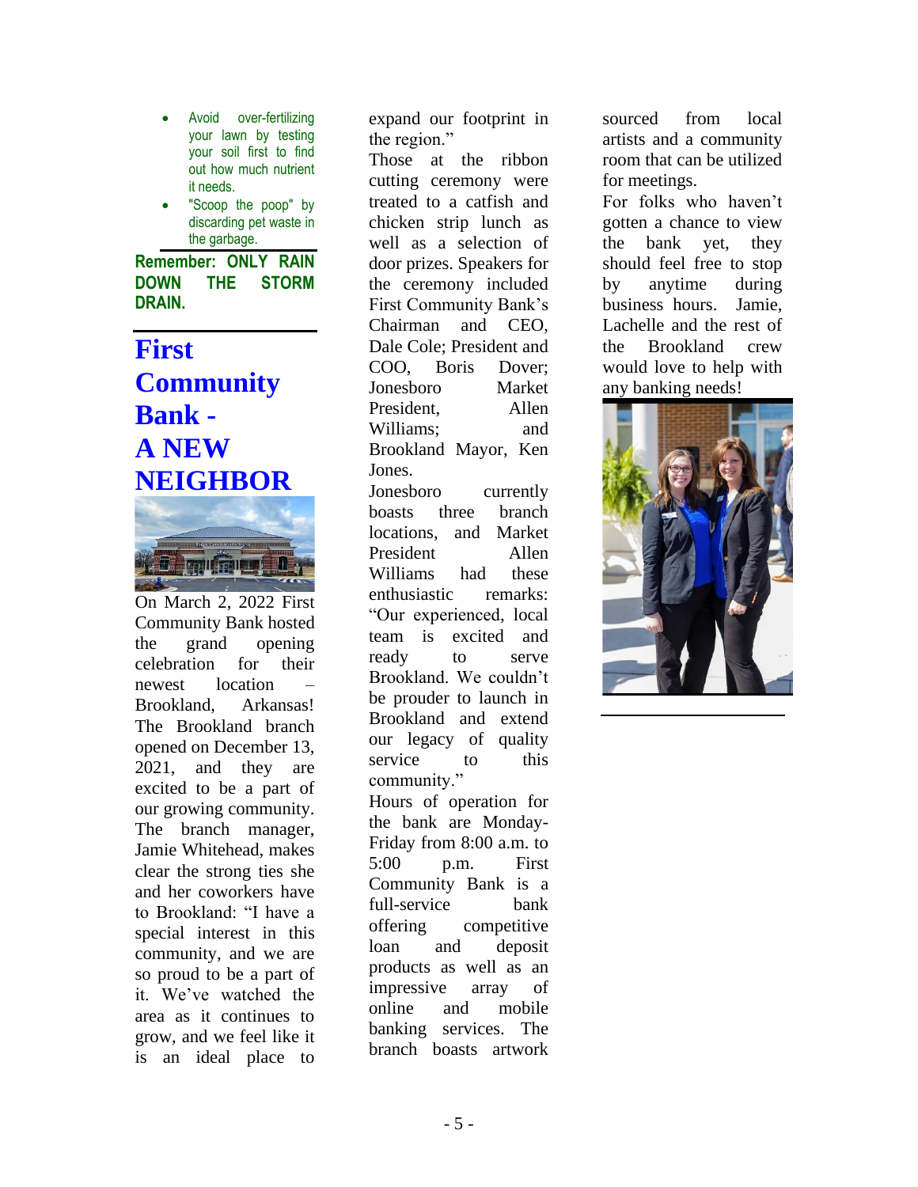- Avoid over-fertilizing your lawn by testing your soil first to find out how much nutrient it needs.
- "Scoop the poop" by discarding pet waste in the garbage.

**Remember: ONLY RAIN DOWN THE STORM DRAIN.**

# First Community Bank - A NEW NEIGHBOR

On March 2, 2022 First Community Bank hosted the grand opening celebration for their newest location – Brookland, Arkansas! The Brookland branch opened on December 13, 2021, and they are excited to be a part of our growing community. The branch manager, Jamie Whitehead, makes clear the strong ties she and her coworkers have to Brookland: "I have a special interest in this community, and we are so proud to be a part of it. We've watched the area as it continues to grow, and we feel like it is an ideal place to expand our footprint in the region."

Those at the ribbon cutting ceremony were treated to a catfish and chicken strip lunch as well as a selection of door prizes. Speakers for the ceremony included First Community Bank's Chairman and CEO, Dale Cole; President and COO, Boris Dover; Jonesboro Market President, Allen Williams; and Brookland Mayor, Ken Jones.

Jonesboro currently boasts three branch locations, and Market President Allen Williams had these enthusiastic remarks: "Our experienced, local team is excited and ready to serve Brookland. We couldn't be prouder to launch in Brookland and extend our legacy of quality service to this community."

Hours of operation for the bank are Monday-Friday from 8:00 a.m. to 5:00 p.m. First Community Bank is a full-service bank offering competitive loan and deposit products as well as an impressive array of online and mobile banking services. The branch boasts artwork sourced from local artists and a community room that can be utilized for meetings.

For folks who haven't gotten a chance to view the bank yet, they should feel free to stop by anytime during business hours. Jamie, Lachelle and the rest of the Brookland crew would love to help with any banking needs!